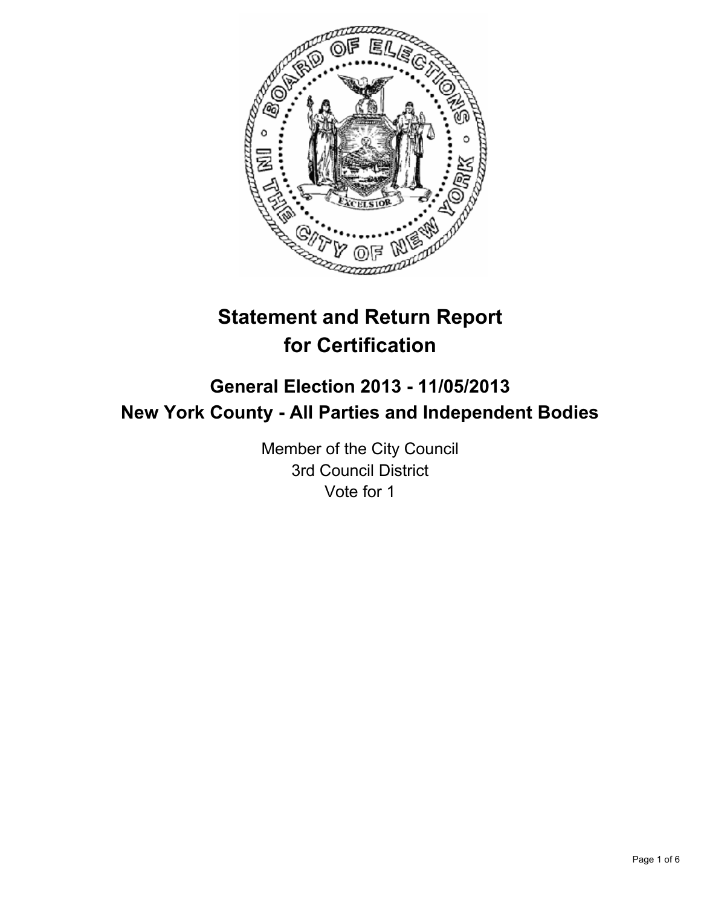# Statement and Return Report for Certification

## General Election 2013 - 11/05/2013
## New York County - All Parties and Independent Bodies

Member of the City Council
3rd Council District
Vote for 1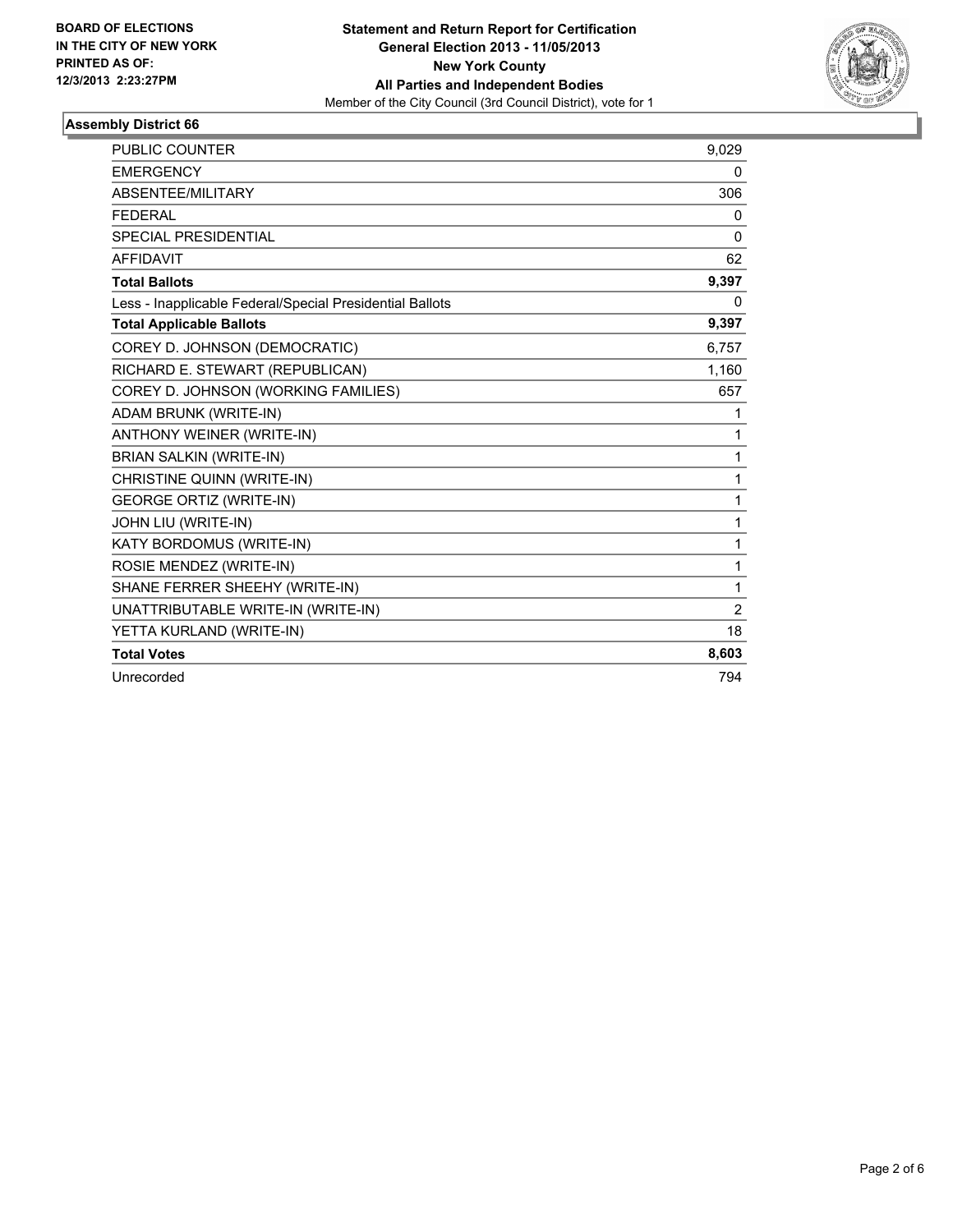**BOARD OF ELECTIONS IN THE CITY OF NEW YORK PRINTED AS OF: 12/3/2013 2:23:27PM**

**Statement and Return Report for Certification**
**General Election 2013 - 11/05/2013**
**New York County**
**All Parties and Independent Bodies**
Member of the City Council (3rd Council District), vote for 1

## Assembly District 66

| | |
|---|---|
| PUBLIC COUNTER | 9,029 |
| EMERGENCY | 0 |
| ABSENTEE/MILITARY | 306 |
| FEDERAL | 0 |
| SPECIAL PRESIDENTIAL | 0 |
| AFFIDAVIT | 62 |
| **Total Ballots** | **9,397** |
| Less - Inapplicable Federal/Special Presidential Ballots | 0 |
| **Total Applicable Ballots** | **9,397** |
| COREY D. JOHNSON (DEMOCRATIC) | 6,757 |
| RICHARD E. STEWART (REPUBLICAN) | 1,160 |
| COREY D. JOHNSON (WORKING FAMILIES) | 657 |
| ADAM BRUNK (WRITE-IN) | 1 |
| ANTHONY WEINER (WRITE-IN) | 1 |
| BRIAN SALKIN (WRITE-IN) | 1 |
| CHRISTINE QUINN (WRITE-IN) | 1 |
| GEORGE ORTIZ (WRITE-IN) | 1 |
| JOHN LIU (WRITE-IN) | 1 |
| KATY BORDOMUS (WRITE-IN) | 1 |
| ROSIE MENDEZ (WRITE-IN) | 1 |
| SHANE FERRER SHEEHY (WRITE-IN) | 1 |
| UNATTRIBUTABLE WRITE-IN (WRITE-IN) | 2 |
| YETTA KURLAND (WRITE-IN) | 18 |
| **Total Votes** | **8,603** |
| Unrecorded | 794 |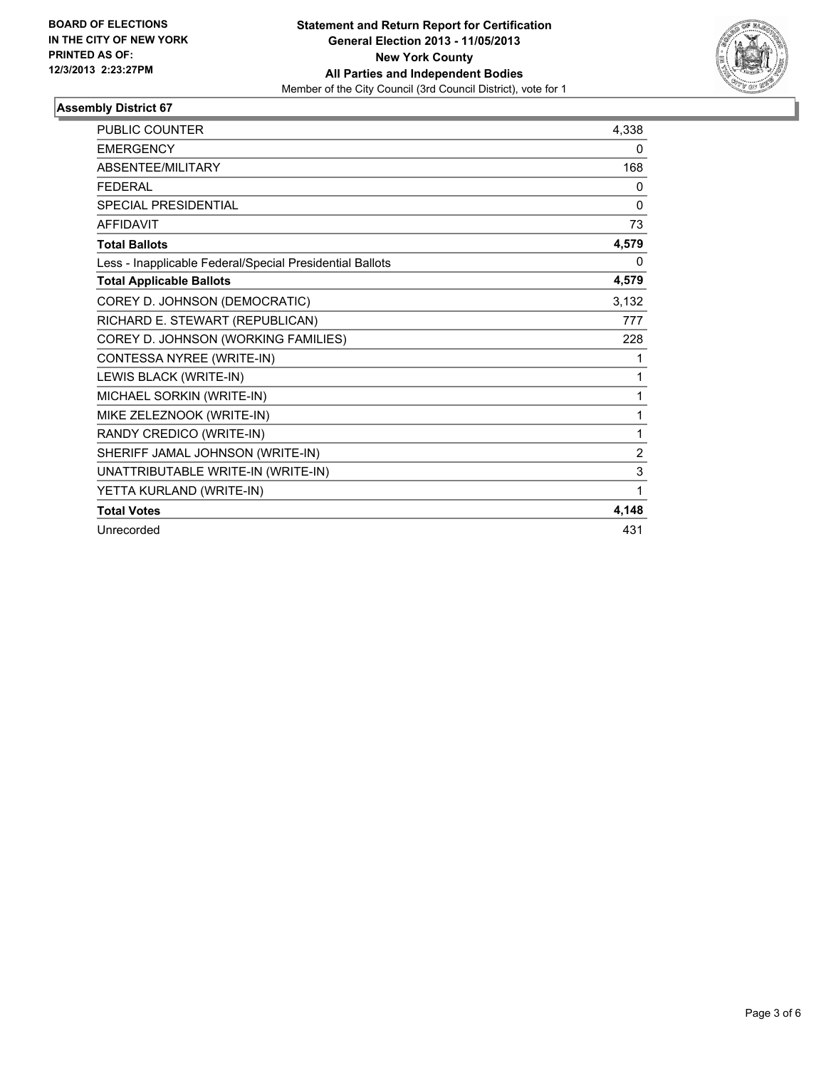**BOARD OF ELECTIONS IN THE CITY OF NEW YORK PRINTED AS OF: 12/3/2013 2:23:27PM**

**Statement and Return Report for Certification**
**General Election 2013 - 11/05/2013**
**New York County**
**All Parties and Independent Bodies**
Member of the City Council (3rd Council District), vote for 1

### Assembly District 67

| | |
|---|---|
| PUBLIC COUNTER | 4,338 |
| EMERGENCY | 0 |
| ABSENTEE/MILITARY | 168 |
| FEDERAL | 0 |
| SPECIAL PRESIDENTIAL | 0 |
| AFFIDAVIT | 73 |
| **Total Ballots** | **4,579** |
| Less - Inapplicable Federal/Special Presidential Ballots | 0 |
| **Total Applicable Ballots** | **4,579** |
| COREY D. JOHNSON (DEMOCRATIC) | 3,132 |
| RICHARD E. STEWART (REPUBLICAN) | 777 |
| COREY D. JOHNSON (WORKING FAMILIES) | 228 |
| CONTESSA NYREE (WRITE-IN) | 1 |
| LEWIS BLACK (WRITE-IN) | 1 |
| MICHAEL SORKIN (WRITE-IN) | 1 |
| MIKE ZELEZNOOK (WRITE-IN) | 1 |
| RANDY CREDICO (WRITE-IN) | 1 |
| SHERIFF JAMAL JOHNSON (WRITE-IN) | 2 |
| UNATTRIBUTABLE WRITE-IN (WRITE-IN) | 3 |
| YETTA KURLAND (WRITE-IN) | 1 |
| **Total Votes** | **4,148** |
| Unrecorded | 431 |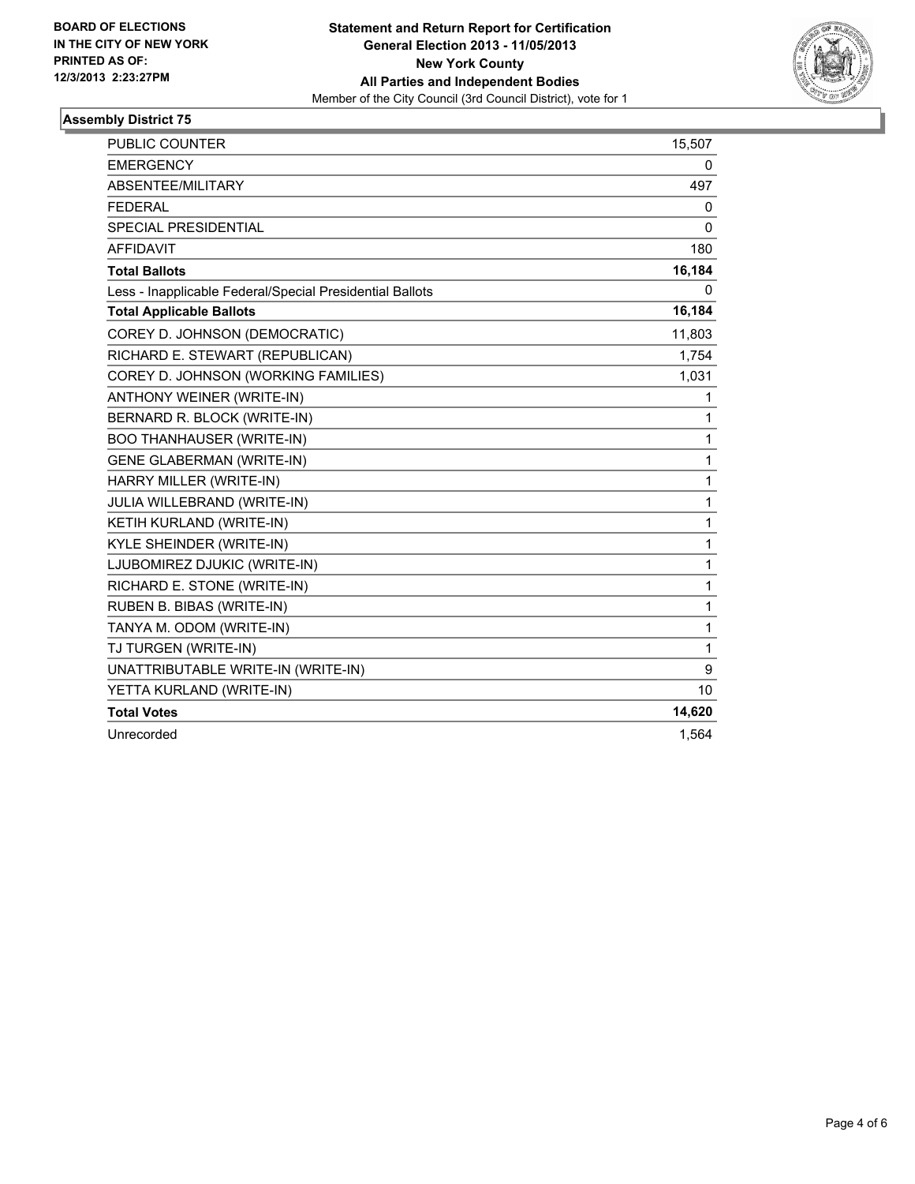**BOARD OF ELECTIONS**
**IN THE CITY OF NEW YORK**
**PRINTED AS OF:**
**12/3/2013 2:23:27PM**

**Statement and Return Report for Certification**
**General Election 2013 - 11/05/2013**
**New York County**
**All Parties and Independent Bodies**
Member of the City Council (3rd Council District), vote for 1

## Assembly District 75

| | |
|---|---|
| PUBLIC COUNTER | 15,507 |
| EMERGENCY | 0 |
| ABSENTEE/MILITARY | 497 |
| FEDERAL | 0 |
| SPECIAL PRESIDENTIAL | 0 |
| AFFIDAVIT | 180 |
| **Total Ballots** | **16,184** |
| Less - Inapplicable Federal/Special Presidential Ballots | 0 |
| **Total Applicable Ballots** | **16,184** |
| COREY D. JOHNSON (DEMOCRATIC) | 11,803 |
| RICHARD E. STEWART (REPUBLICAN) | 1,754 |
| COREY D. JOHNSON (WORKING FAMILIES) | 1,031 |
| ANTHONY WEINER (WRITE-IN) | 1 |
| BERNARD R. BLOCK (WRITE-IN) | 1 |
| BOO THANHAUSER (WRITE-IN) | 1 |
| GENE GLABERMAN (WRITE-IN) | 1 |
| HARRY MILLER (WRITE-IN) | 1 |
| JULIA WILLEBRAND (WRITE-IN) | 1 |
| KETIH KURLAND (WRITE-IN) | 1 |
| KYLE SHEINDER (WRITE-IN) | 1 |
| LJUBOMIREZ DJUKIC (WRITE-IN) | 1 |
| RICHARD E. STONE (WRITE-IN) | 1 |
| RUBEN B. BIBAS (WRITE-IN) | 1 |
| TANYA M. ODOM (WRITE-IN) | 1 |
| TJ TURGEN (WRITE-IN) | 1 |
| UNATTRIBUTABLE WRITE-IN (WRITE-IN) | 9 |
| YETTA KURLAND (WRITE-IN) | 10 |
| **Total Votes** | **14,620** |
| Unrecorded | 1,564 |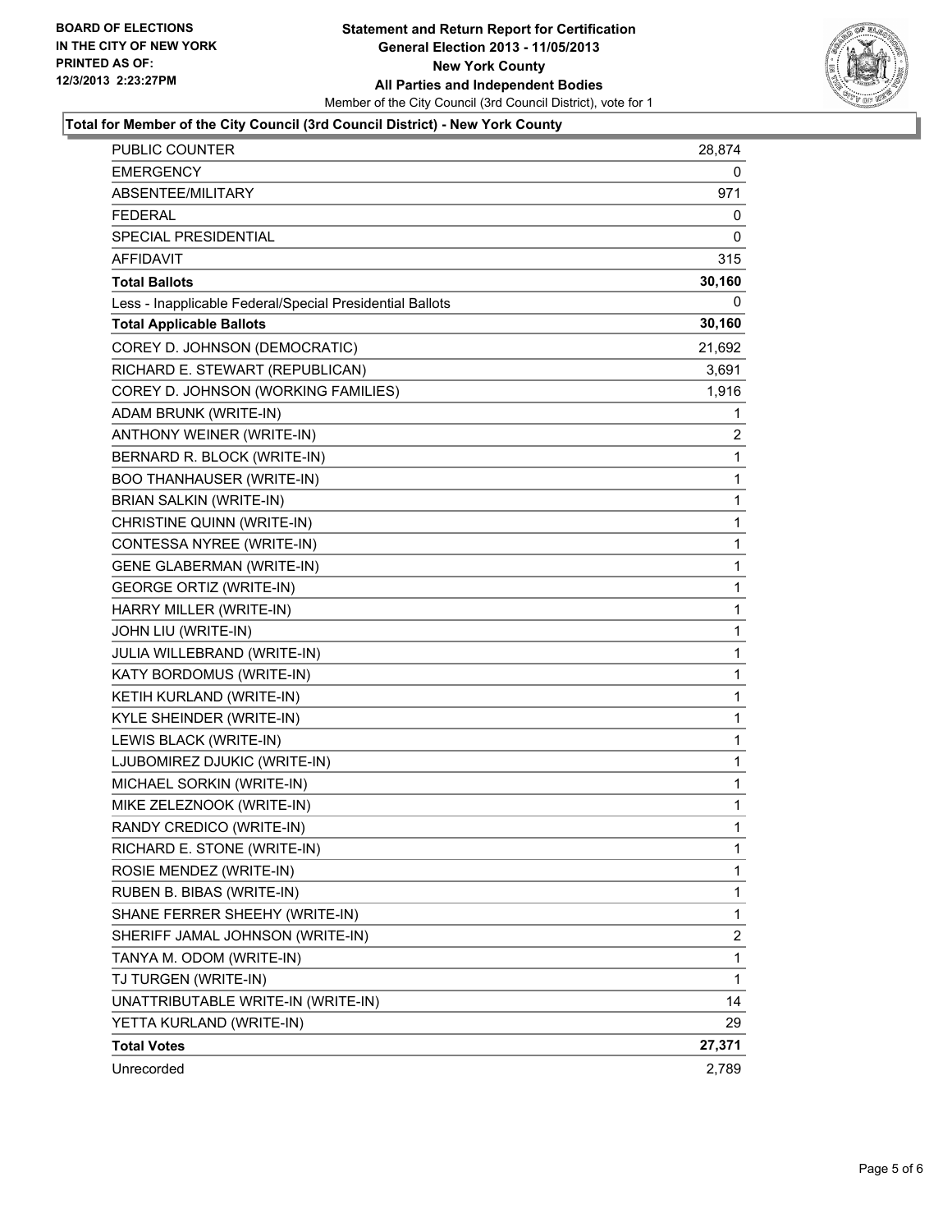**BOARD OF ELECTIONS IN THE CITY OF NEW YORK PRINTED AS OF: 12/3/2013 2:23:27PM**

**Statement and Return Report for Certification**
**General Election 2013 - 11/05/2013**
**New York County**
**All Parties and Independent Bodies**
Member of the City Council (3rd Council District), vote for 1

**Total for Member of the City Council (3rd Council District) - New York County**

| | |
|---|---|
| PUBLIC COUNTER | 28,874 |
| EMERGENCY | 0 |
| ABSENTEE/MILITARY | 971 |
| FEDERAL | 0 |
| SPECIAL PRESIDENTIAL | 0 |
| AFFIDAVIT | 315 |
| **Total Ballots** | **30,160** |
| Less - Inapplicable Federal/Special Presidential Ballots | 0 |
| **Total Applicable Ballots** | **30,160** |
| COREY D. JOHNSON (DEMOCRATIC) | 21,692 |
| RICHARD E. STEWART (REPUBLICAN) | 3,691 |
| COREY D. JOHNSON (WORKING FAMILIES) | 1,916 |
| ADAM BRUNK (WRITE-IN) | 1 |
| ANTHONY WEINER (WRITE-IN) | 2 |
| BERNARD R. BLOCK (WRITE-IN) | 1 |
| BOO THANHAUSER (WRITE-IN) | 1 |
| BRIAN SALKIN (WRITE-IN) | 1 |
| CHRISTINE QUINN (WRITE-IN) | 1 |
| CONTESSA NYREE (WRITE-IN) | 1 |
| GENE GLABERMAN (WRITE-IN) | 1 |
| GEORGE ORTIZ (WRITE-IN) | 1 |
| HARRY MILLER (WRITE-IN) | 1 |
| JOHN LIU (WRITE-IN) | 1 |
| JULIA WILLEBRAND (WRITE-IN) | 1 |
| KATY BORDOMUS (WRITE-IN) | 1 |
| KETIH KURLAND (WRITE-IN) | 1 |
| KYLE SHEINDER (WRITE-IN) | 1 |
| LEWIS BLACK (WRITE-IN) | 1 |
| LJUBOMIREZ DJUKIC (WRITE-IN) | 1 |
| MICHAEL SORKIN (WRITE-IN) | 1 |
| MIKE ZELEZNOOK (WRITE-IN) | 1 |
| RANDY CREDICO (WRITE-IN) | 1 |
| RICHARD E. STONE (WRITE-IN) | 1 |
| ROSIE MENDEZ (WRITE-IN) | 1 |
| RUBEN B. BIBAS (WRITE-IN) | 1 |
| SHANE FERRER SHEEHY (WRITE-IN) | 1 |
| SHERIFF JAMAL JOHNSON (WRITE-IN) | 2 |
| TANYA M. ODOM (WRITE-IN) | 1 |
| TJ TURGEN (WRITE-IN) | 1 |
| UNATTRIBUTABLE WRITE-IN (WRITE-IN) | 14 |
| YETTA KURLAND (WRITE-IN) | 29 |
| **Total Votes** | **27,371** |
| Unrecorded | 2,789 |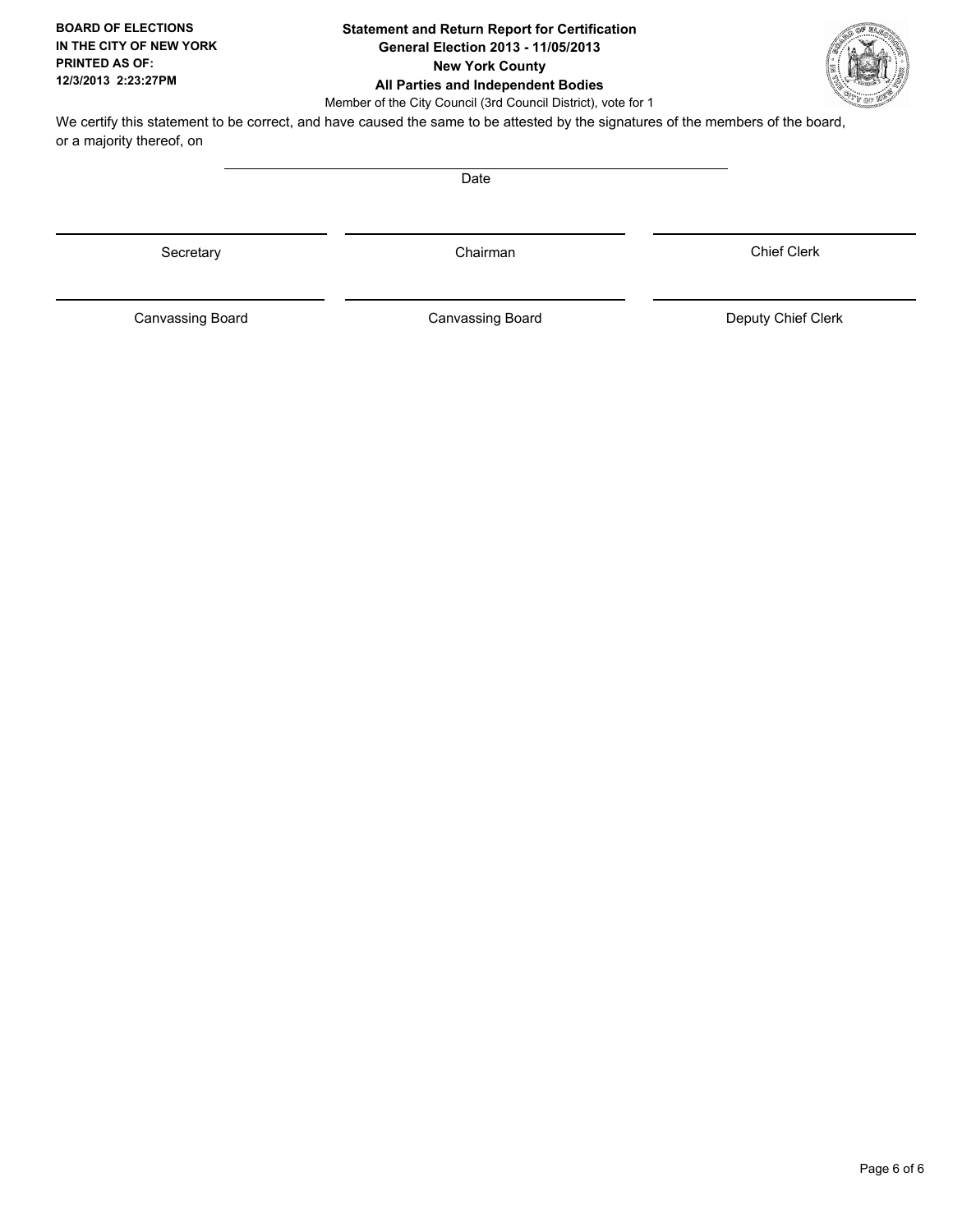**BOARD OF ELECTIONS**
**IN THE CITY OF NEW YORK**
**PRINTED AS OF:**
**12/3/2013 2:23:27PM**

**Statement and Return Report for Certification**
**General Election 2013 - 11/05/2013**
**New York County**
**All Parties and Independent Bodies**
Member of the City Council (3rd Council District), vote for 1

We certify this statement to be correct, and have caused the same to be attested by the signatures of the members of the board, or a majority thereof, on

Date

| | | |
|---|---|---|
| Secretary | Chairman | Chief Clerk |
| Canvassing Board | Canvassing Board | Deputy Chief Clerk |